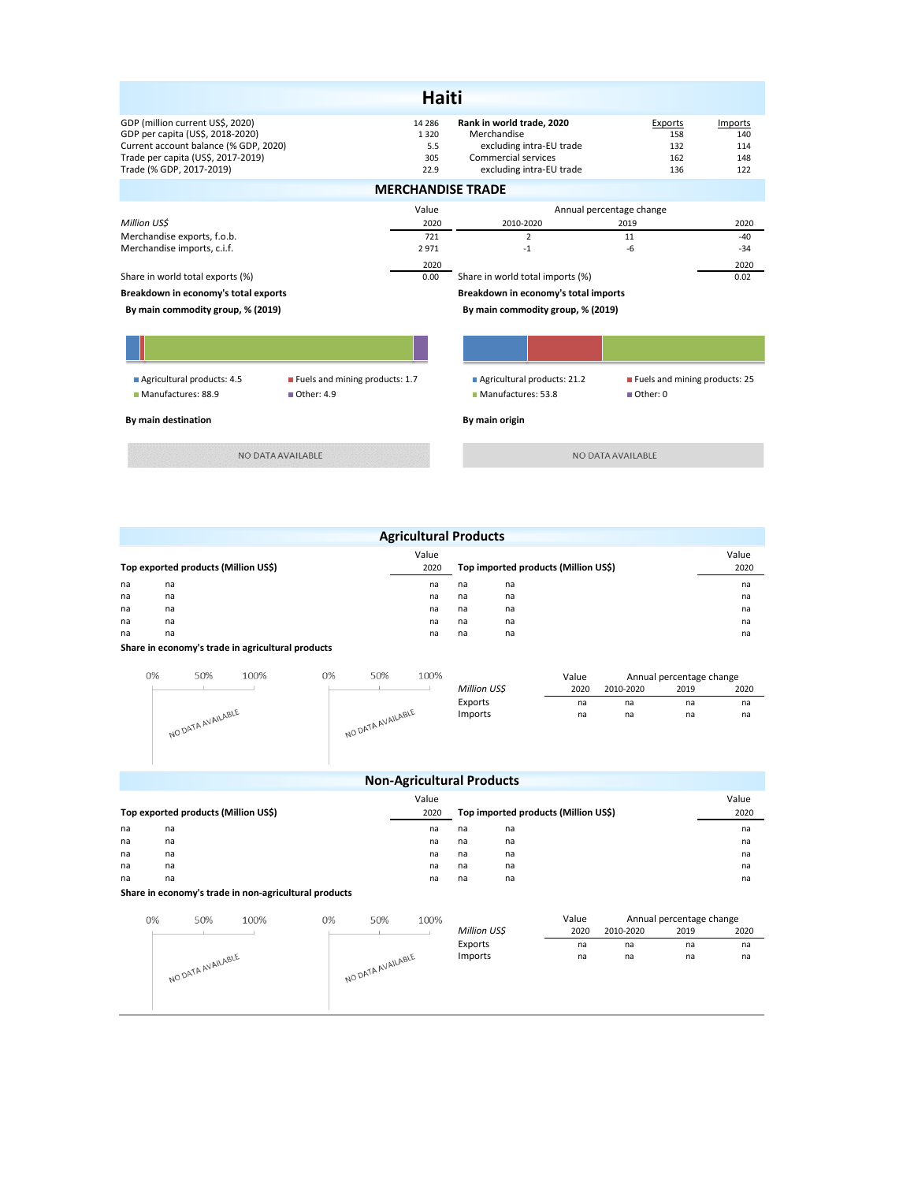# Haiti

| | | | | |
|---|---|---|---|---|
| GDP (million current US$, 2020) | 14 286 | **Rank in world trade, 2020** | Exports | Imports |
| GDP per capita (US$, 2018-2020) | 1 320 | Merchandise | 158 | 140 |
| Current account balance (% GDP, 2020) | 5.5 | excluding intra-EU trade | 132 | 114 |
| Trade per capita (US$, 2017-2019) | 305 | Commercial services | 162 | 148 |
| Trade (% GDP, 2017-2019) | 22.9 | excluding intra-EU trade | 136 | 122 |

## MERCHANDISE TRADE

| Million US$ | Value 2020 | Annual percentage change 2010-2020 | 2019 | 2020 |
|---|---|---|---|---|
| Merchandise exports, f.o.b. | 721 | 2 | 11 | -40 |
| Merchandise imports, c.i.f. | 2 971 | -1 | -6 | -34 |

| | 2020 | | 2020 |
|---|---|---|---|
| Share in world total exports (%) | 0.00 | Share in world total imports (%) | 0.02 |

**Breakdown in economy's total exports**

**By main commodity group, % (2019)**

Agricultural products: 4.5
Fuels and mining products: 1.7
Manufactures: 88.9
Other: 4.9

**By main destination**

NO DATA AVAILABLE

**Breakdown in economy's total imports**

**By main commodity group, % (2019)**

Agricultural products: 21.2
Fuels and mining products: 25
Manufactures: 53.8
Other: 0

**By main origin**

NO DATA AVAILABLE

## Agricultural Products

| Top exported products (Million US$) | | Value 2020 |
|---|---|---|
| na | na | na |
| na | na | na |
| na | na | na |
| na | na | na |
| na | na | na |

| Top imported products (Million US$) | | Value 2020 |
|---|---|---|
| na | na | na |
| na | na | na |
| na | na | na |
| na | na | na |
| na | na | na |

**Share in economy's trade in agricultural products**

0% 50% 100%
NO DATA AVAILABLE

0% 50% 100%
NO DATA AVAILABLE

| Million US$ | Value 2020 | Annual percentage change 2010-2020 | 2019 | 2020 |
|---|---|---|---|---|
| Exports | na | na | na | na |
| Imports | na | na | na | na |

## Non-Agricultural Products

| Top exported products (Million US$) | | Value 2020 |
|---|---|---|
| na | na | na |
| na | na | na |
| na | na | na |
| na | na | na |
| na | na | na |

| Top imported products (Million US$) | | Value 2020 |
|---|---|---|
| na | na | na |
| na | na | na |
| na | na | na |
| na | na | na |
| na | na | na |

**Share in economy's trade in non-agricultural products**

0% 50% 100%
NO DATA AVAILABLE

0% 50% 100%
NO DATA AVAILABLE

| Million US$ | Value 2020 | Annual percentage change 2010-2020 | 2019 | 2020 |
|---|---|---|---|---|
| Exports | na | na | na | na |
| Imports | na | na | na | na |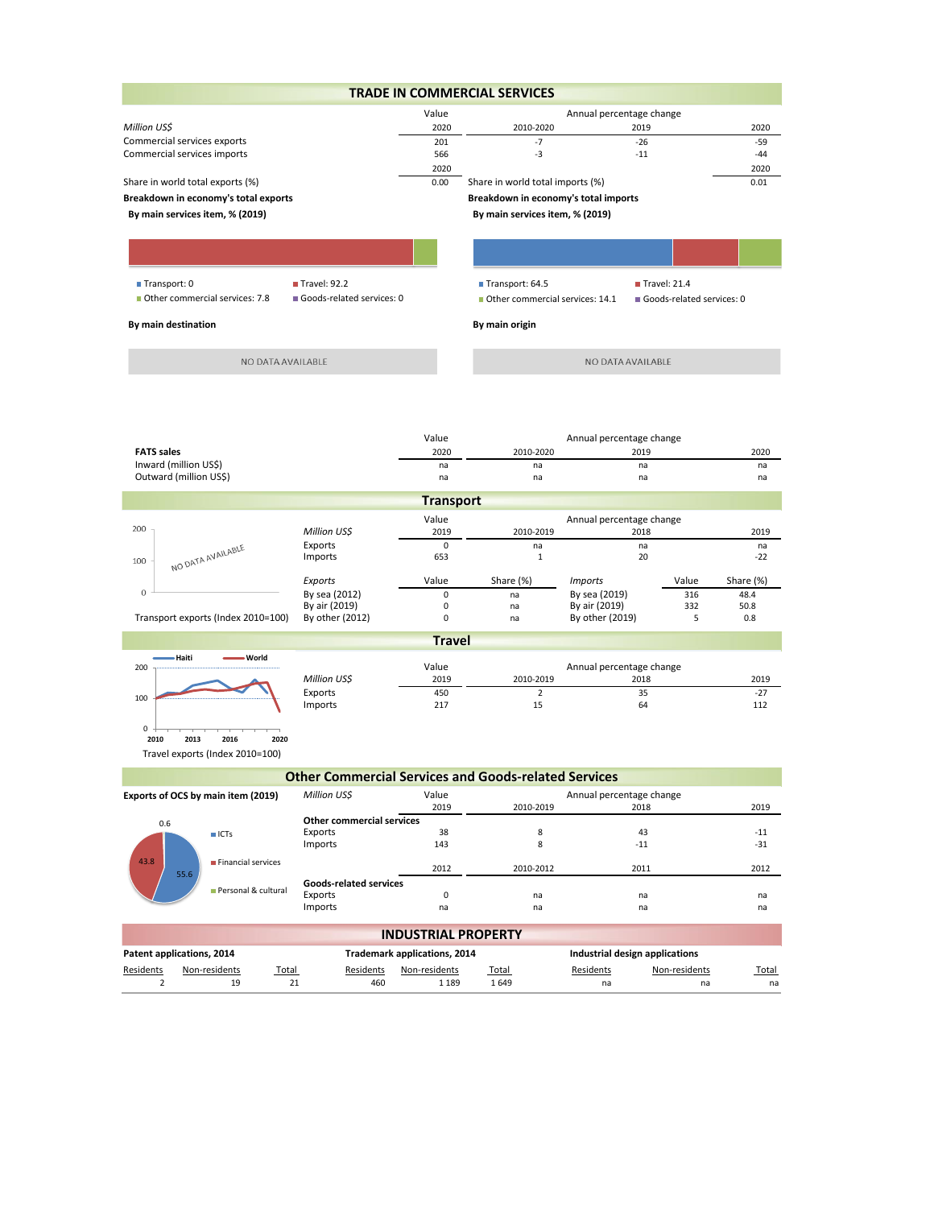## TRADE IN COMMERCIAL SERVICES

| Million US$ | Value 2020 | Annual percentage change 2010-2020 | 2019 | 2020 |
|---|---|---|---|---|
| Commercial services exports | 201 | -7 | -26 | -59 |
| Commercial services imports | 566 | -3 | -11 | -44 |

| | 2020 | | 2020 |
|---|---|---|---|
| Share in world total exports (%) | 0.00 | Share in world total imports (%) | 0.01 |

**Breakdown in economy's total exports**

**By main services item, % (2019)**

Transport: 0
Travel: 92.2
Other commercial services: 7.8
Goods-related services: 0

**Breakdown in economy's total imports**

**By main services item, % (2019)**

Transport: 64.5
Travel: 21.4
Other commercial services: 14.1
Goods-related services: 0

**By main destination**

NO DATA AVAILABLE

**By main origin**

NO DATA AVAILABLE

| FATS sales | Value 2020 | Annual percentage change 2010-2020 | 2019 | 2020 |
|---|---|---|---|---|
| Inward (million US$) | na | na | na | na |
| Outward (million US$) | na | na | na | na |

## Transport

200
100
0
NO DATA AVAILABLE
Transport exports (Index 2010=100)

| Million US$ | Value 2019 | Annual percentage change 2010-2019 | 2018 | 2019 |
|---|---|---|---|---|
| Exports | 0 | na | na | na |
| Imports | 653 | 1 | 20 | -22 |

| Exports | Value | Share (%) | Imports | Value | Share (%) |
|---|---|---|---|---|---|
| By sea (2012) | 0 | na | By sea (2019) | 316 | 48.4 |
| By air (2019) | 0 | na | By air (2019) | 332 | 50.8 |
| By other (2012) | 0 | na | By other (2019) | 5 | 0.8 |

## Travel

Haiti
World
200
100
0
2010
2013
2016
2020
Travel exports (Index 2010=100)

| Million US$ | Value 2019 | Annual percentage change 2010-2019 | 2018 | 2019 |
|---|---|---|---|---|
| Exports | 450 | 2 | 35 | -27 |
| Imports | 217 | 15 | 64 | 112 |

## Other Commercial Services and Goods-related Services

**Exports of OCS by main item (2019)**

0.6
43.8
55.6
ICTs
Financial services
Personal & cultural

| Million US$ | Value 2019 | Annual percentage change 2010-2019 | 2018 | 2019 |
|---|---|---|---|---|
| **Other commercial services** | | | | |
| Exports | 38 | 8 | 43 | -11 |
| Imports | 143 | 8 | -11 | -31 |
| | 2012 | 2010-2012 | 2011 | 2012 |
| **Goods-related services** | | | | |
| Exports | 0 | na | na | na |
| Imports | na | na | na | na |

## INDUSTRIAL PROPERTY

| Patent applications, 2014 | | | Trademark applications, 2014 | | | Industrial design applications | | |
|---|---|---|---|---|---|---|---|---|
| Residents | Non-residents | Total | Residents | Non-residents | Total | Residents | Non-residents | Total |
| 2 | 19 | 21 | 460 | 1 189 | 1 649 | na | na | na |